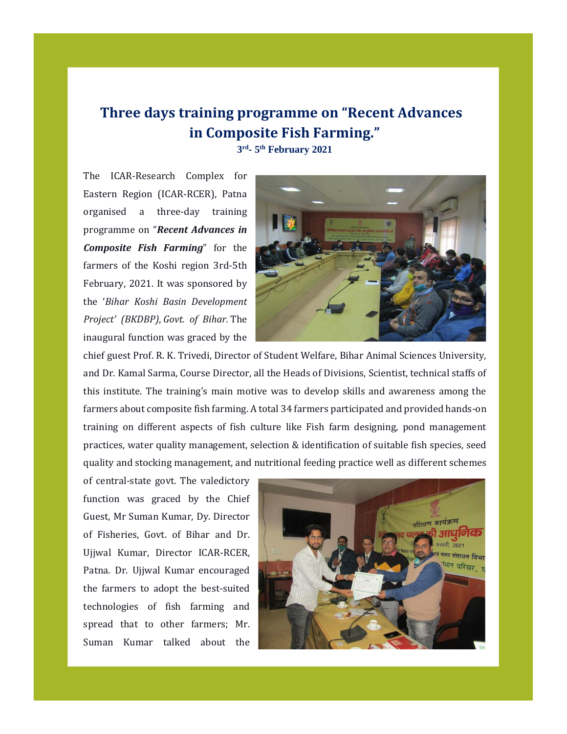# Three days training programme on "Recent Advances in Composite Fish Farming."

**3rd- 5th February 2021**

The ICAR-Research Complex for Eastern Region (ICAR-RCER), Patna organised a three-day training programme on "***Recent Advances in Composite Fish Farming***" for the farmers of the Koshi region 3rd-5th February, 2021. It was sponsored by the '*Bihar Koshi Basin Development Project' (BKDBP), Govt. of Bihar.* The inaugural function was graced by the chief guest Prof. R. K. Trivedi, Director of Student Welfare, Bihar Animal Sciences University, and Dr. Kamal Sarma, Course Director, all the Heads of Divisions, Scientist, technical staffs of this institute. The training's main motive was to develop skills and awareness among the farmers about composite fish farming. A total 34 farmers participated and provided hands-on training on different aspects of fish culture like Fish farm designing, pond management practices, water quality management, selection & identification of suitable fish species, seed quality and stocking management, and nutritional feeding practice well as different schemes of central-state govt. The valedictory function was graced by the Chief Guest, Mr Suman Kumar, Dy. Director of Fisheries, Govt. of Bihar and Dr. Ujjwal Kumar, Director ICAR-RCER, Patna. Dr. Ujjwal Kumar encouraged the farmers to adopt the best-suited technologies of fish farming and spread that to other farmers; Mr. Suman Kumar talked about the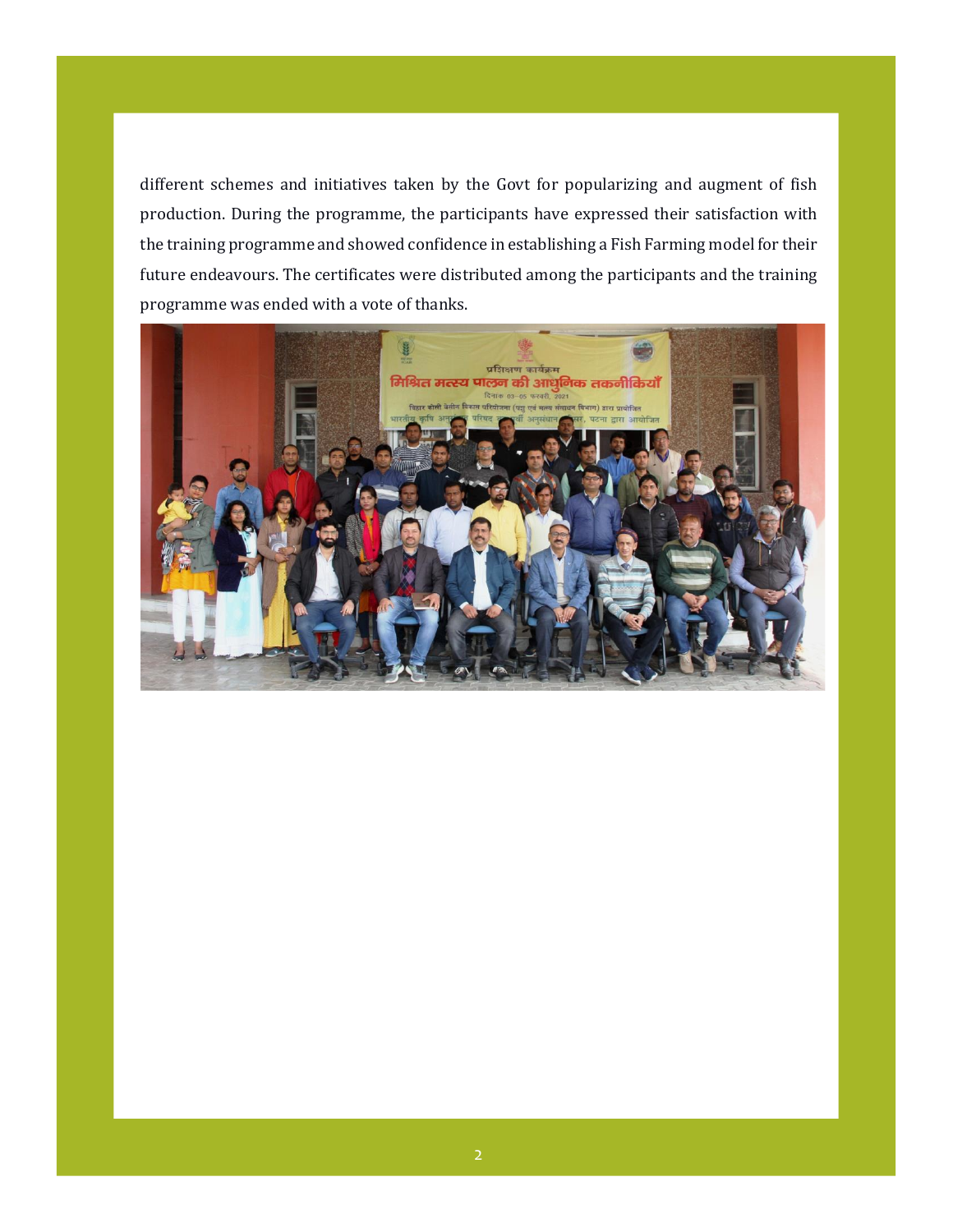different schemes and initiatives taken by the Govt for popularizing and augment of fish production. During the programme, the participants have expressed their satisfaction with the training programme and showed confidence in establishing a Fish Farming model for their future endeavours. The certificates were distributed among the participants and the training programme was ended with a vote of thanks.